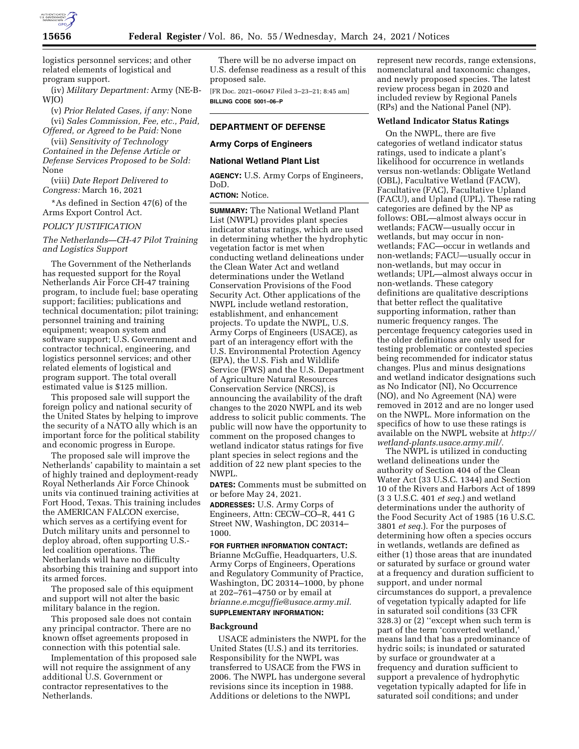logistics personnel services; and other related elements of logistical and program support.

(iv) *Military Department:* Army (NE-B-WJO)

(v) *Prior Related Cases, if any:* None

(vi) *Sales Commission, Fee, etc., Paid, Offered, or Agreed to be Paid:* None

(vii) *Sensitivity of Technology Contained in the Defense Article or Defense Services Proposed to be Sold:* None

(viii) *Date Report Delivered to Congress:* March 16, 2021

*As defined in Section 47(6) of the Arms Export Control Act.

*POLICY JUSTIFICATION*

*The Netherlands—CH-47 Pilot Training and Logistics Support*

The Government of the Netherlands has requested support for the Royal Netherlands Air Force CH-47 training program, to include fuel; base operating support; facilities; publications and technical documentation; pilot training; personnel training and training equipment; weapon system and software support; U.S. Government and contractor technical, engineering, and logistics personnel services; and other related elements of logistical and program support. The total overall estimated value is $125 million.

This proposed sale will support the foreign policy and national security of the United States by helping to improve the security of a NATO ally which is an important force for the political stability and economic progress in Europe.

The proposed sale will improve the Netherlands' capability to maintain a set of highly trained and deployment-ready Royal Netherlands Air Force Chinook units via continued training activities at Fort Hood, Texas. This training includes the AMERICAN FALCON exercise, which serves as a certifying event for Dutch military units and personnel to deploy abroad, often supporting U.S.-led coalition operations. The Netherlands will have no difficulty absorbing this training and support into its armed forces.

The proposed sale of this equipment and support will not alter the basic military balance in the region.

This proposed sale does not contain any principal contractor. There are no known offset agreements proposed in connection with this potential sale.

Implementation of this proposed sale will not require the assignment of any additional U.S. Government or contractor representatives to the Netherlands.

There will be no adverse impact on U.S. defense readiness as a result of this proposed sale.

[FR Doc. 2021–06047 Filed 3–23–21; 8:45 am]

**BILLING CODE 5001–06–P**

## DEPARTMENT OF DEFENSE

### Army Corps of Engineers

### National Wetland Plant List

**AGENCY:** U.S. Army Corps of Engineers, DoD.

**ACTION:** Notice.

**SUMMARY:** The National Wetland Plant List (NWPL) provides plant species indicator status ratings, which are used in determining whether the hydrophytic vegetation factor is met when conducting wetland delineations under the Clean Water Act and wetland determinations under the Wetland Conservation Provisions of the Food Security Act. Other applications of the NWPL include wetland restoration, establishment, and enhancement projects. To update the NWPL, U.S. Army Corps of Engineers (USACE), as part of an interagency effort with the U.S. Environmental Protection Agency (EPA), the U.S. Fish and Wildlife Service (FWS) and the U.S. Department of Agriculture Natural Resources Conservation Service (NRCS), is announcing the availability of the draft changes to the 2020 NWPL and its web address to solicit public comments. The public will now have the opportunity to comment on the proposed changes to wetland indicator status ratings for five plant species in select regions and the addition of 22 new plant species to the NWPL.

**DATES:** Comments must be submitted on or before May 24, 2021.

**ADDRESSES:** U.S. Army Corps of Engineers, Attn: CECW–CO–R, 441 G Street NW, Washington, DC 20314–1000.

**FOR FURTHER INFORMATION CONTACT:** Brianne McGuffie, Headquarters, U.S. Army Corps of Engineers, Operations and Regulatory Community of Practice, Washington, DC 20314–1000, by phone at 202–761–4750 or by email at *brianne.e.mcguffie@usace.army.mil.*

**SUPPLEMENTARY INFORMATION:**

#### Background

USACE administers the NWPL for the United States (U.S.) and its territories. Responsibility for the NWPL was transferred to USACE from the FWS in 2006. The NWPL has undergone several revisions since its inception in 1988. Additions or deletions to the NWPL represent new records, range extensions, nomenclatural and taxonomic changes, and newly proposed species. The latest review process began in 2020 and included review by Regional Panels (RPs) and the National Panel (NP).

#### Wetland Indicator Status Ratings

On the NWPL, there are five categories of wetland indicator status ratings, used to indicate a plant's likelihood for occurrence in wetlands versus non-wetlands: Obligate Wetland (OBL), Facultative Wetland (FACW), Facultative (FAC), Facultative Upland (FACU), and Upland (UPL). These rating categories are defined by the NP as follows: OBL—almost always occur in wetlands; FACW—usually occur in wetlands, but may occur in non-wetlands; FAC—occur in wetlands and non-wetlands; FACU—usually occur in non-wetlands, but may occur in wetlands; UPL—almost always occur in non-wetlands. These category definitions are qualitative descriptions that better reflect the qualitative supporting information, rather than numeric frequency ranges. The percentage frequency categories used in the older definitions are only used for testing problematic or contested species being recommended for indicator status changes. Plus and minus designations and wetland indicator designations such as No Indicator (NI), No Occurrence (NO), and No Agreement (NA) were removed in 2012 and are no longer used on the NWPL. More information on the specifics of how to use these ratings is available on the NWPL website at *http://wetland-plants.usace.army.mil/.*

The NWPL is utilized in conducting wetland delineations under the authority of Section 404 of the Clean Water Act (33 U.S.C. 1344) and Section 10 of the Rivers and Harbors Act of 1899 (3 3 U.S.C. 401 *et seq.*) and wetland determinations under the authority of the Food Security Act of 1985 (16 U.S.C. 3801 *et seq.*). For the purposes of determining how often a species occurs in wetlands, wetlands are defined as either (1) those areas that are inundated or saturated by surface or ground water at a frequency and duration sufficient to support, and under normal circumstances do support, a prevalence of vegetation typically adapted for life in saturated soil conditions (33 CFR 328.3) or (2) ''except when such term is part of the term 'converted wetland,' means land that has a predominance of hydric soils; is inundated or saturated by surface or groundwater at a frequency and duration sufficient to support a prevalence of hydrophytic vegetation typically adapted for life in saturated soil conditions; and under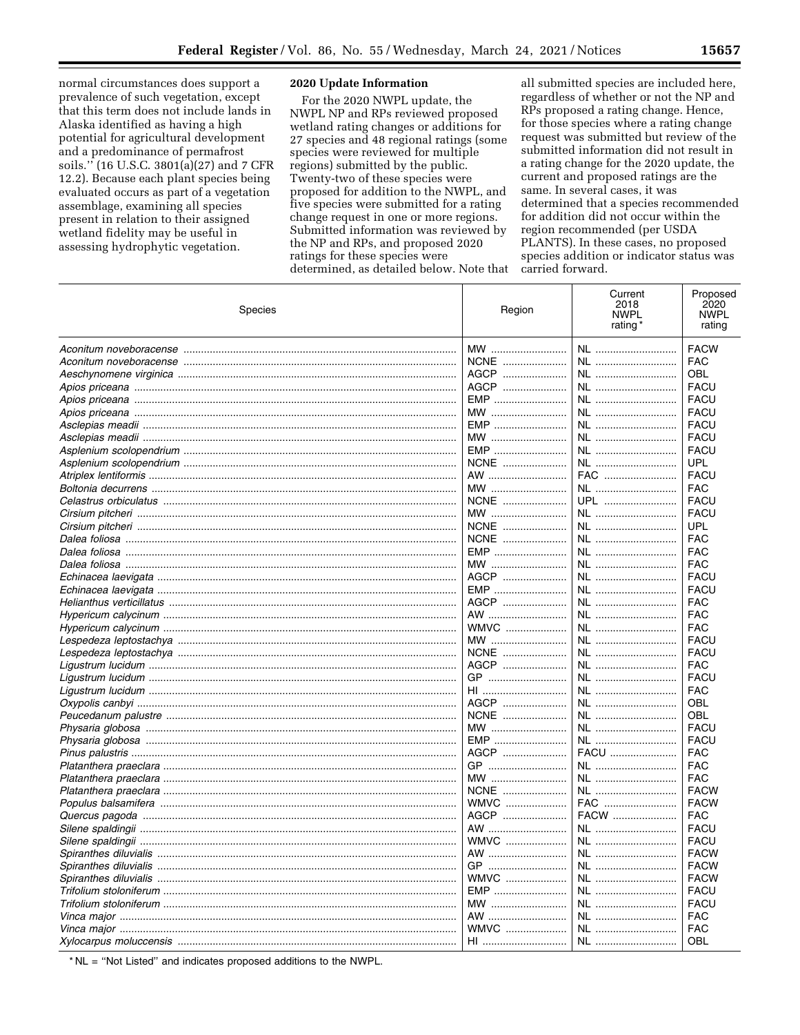normal circumstances does support a prevalence of such vegetation, except that this term does not include lands in Alaska identified as having a high potential for agricultural development and a predominance of permafrost soils.'' (16 U.S.C. 3801(a)(27) and 7 CFR 12.2). Because each plant species being evaluated occurs as part of a vegetation assemblage, examining all species present in relation to their assigned wetland fidelity may be useful in assessing hydrophytic vegetation.

## 2020 Update Information

For the 2020 NWPL update, the NWPL NP and RPs reviewed proposed wetland rating changes or additions for 27 species and 48 regional ratings (some species were reviewed for multiple regions) submitted by the public. Twenty-two of these species were proposed for addition to the NWPL, and five species were submitted for a rating change request in one or more regions. Submitted information was reviewed by the NP and RPs, and proposed 2020 ratings for these species were determined, as detailed below. Note that all submitted species are included here, regardless of whether or not the NP and RPs proposed a rating change. Hence, for those species where a rating change request was submitted but review of the submitted information did not result in a rating change for the 2020 update, the current and proposed ratings are the same. In several cases, it was determined that a species recommended for addition did not occur within the region recommended (per USDA PLANTS). In these cases, no proposed species addition or indicator status was carried forward.

| Species | Region | Current 2018 NWPL rating* | Proposed 2020 NWPL rating |
|---|---|---|---|
| *Aconitum noveboracense* | MW | NL | FACW |
| *Aconitum noveboracense* | NCNE | NL | FAC |
| *Aeschynomene virginica* | AGCP | NL | OBL |
| *Apios priceana* | AGCP | NL | FACU |
| *Apios priceana* | EMP | NL | FACU |
| *Apios priceana* | MW | NL | FACU |
| *Asclepias meadii* | EMP | NL | FACU |
| *Asclepias meadii* | MW | NL | FACU |
| *Asplenium scolopendrium* | EMP | NL | FACU |
| *Asplenium scolopendrium* | NCNE | NL | UPL |
| *Atriplex lentiformis* | AW | FAC | FACU |
| *Boltonia decurrens* | MW | NL | FAC |
| *Celastrus orbiculatus* | NCNE | UPL | FACU |
| *Cirsium pitcheri* | MW | NL | FACU |
| *Cirsium pitcheri* | NCNE | NL | UPL |
| *Dalea foliosa* | NCNE | NL | FAC |
| *Dalea foliosa* | EMP | NL | FAC |
| *Dalea foliosa* | MW | NL | FAC |
| *Echinacea laevigata* | AGCP | NL | FACU |
| *Echinacea laevigata* | EMP | NL | FACU |
| *Helianthus verticillatus* | AGCP | NL | FAC |
| *Hypericum calycinum* | AW | NL | FAC |
| *Hypericum calycinum* | WMVC | NL | FAC |
| *Lespedeza leptostachya* | MW | NL | FACU |
| *Lespedeza leptostachya* | NCNE | NL | FACU |
| *Ligustrum lucidum* | AGCP | NL | FAC |
| *Ligustrum lucidum* | GP | NL | FACU |
| *Ligustrum lucidum* | HI | NL | FAC |
| *Oxypolis canbyi* | AGCP | NL | OBL |
| *Peucedanum palustre* | NCNE | NL | OBL |
| *Physaria globosa* | MW | NL | FACU |
| *Physaria globosa* | EMP | NL | FACU |
| *Pinus palustris* | AGCP | FACU | FAC |
| *Platanthera praeclara* | GP | NL | FAC |
| *Platanthera praeclara* | MW | NL | FAC |
| *Platanthera praeclara* | NCNE | NL | FACW |
| *Populus balsamifera* | WMVC | FAC | FACW |
| *Quercus pagoda* | AGCP | FACW | FAC |
| *Silene spaldingii* | AW | NL | FACU |
| *Silene spaldingii* | WMVC | NL | FACU |
| *Spiranthes diluvialis* | AW | NL | FACW |
| *Spiranthes diluvialis* | GP | NL | FACW |
| *Spiranthes diluvialis* | WMVC | NL | FACW |
| *Trifolium stoloniferum* | EMP | NL | FACU |
| *Trifolium stoloniferum* | MW | NL | FACU |
| *Vinca major* | AW | NL | FAC |
| *Vinca major* | WMVC | NL | FAC |
| *Xylocarpus moluccensis* | HI | NL | OBL |

\* NL = ''Not Listed'' and indicates proposed additions to the NWPL.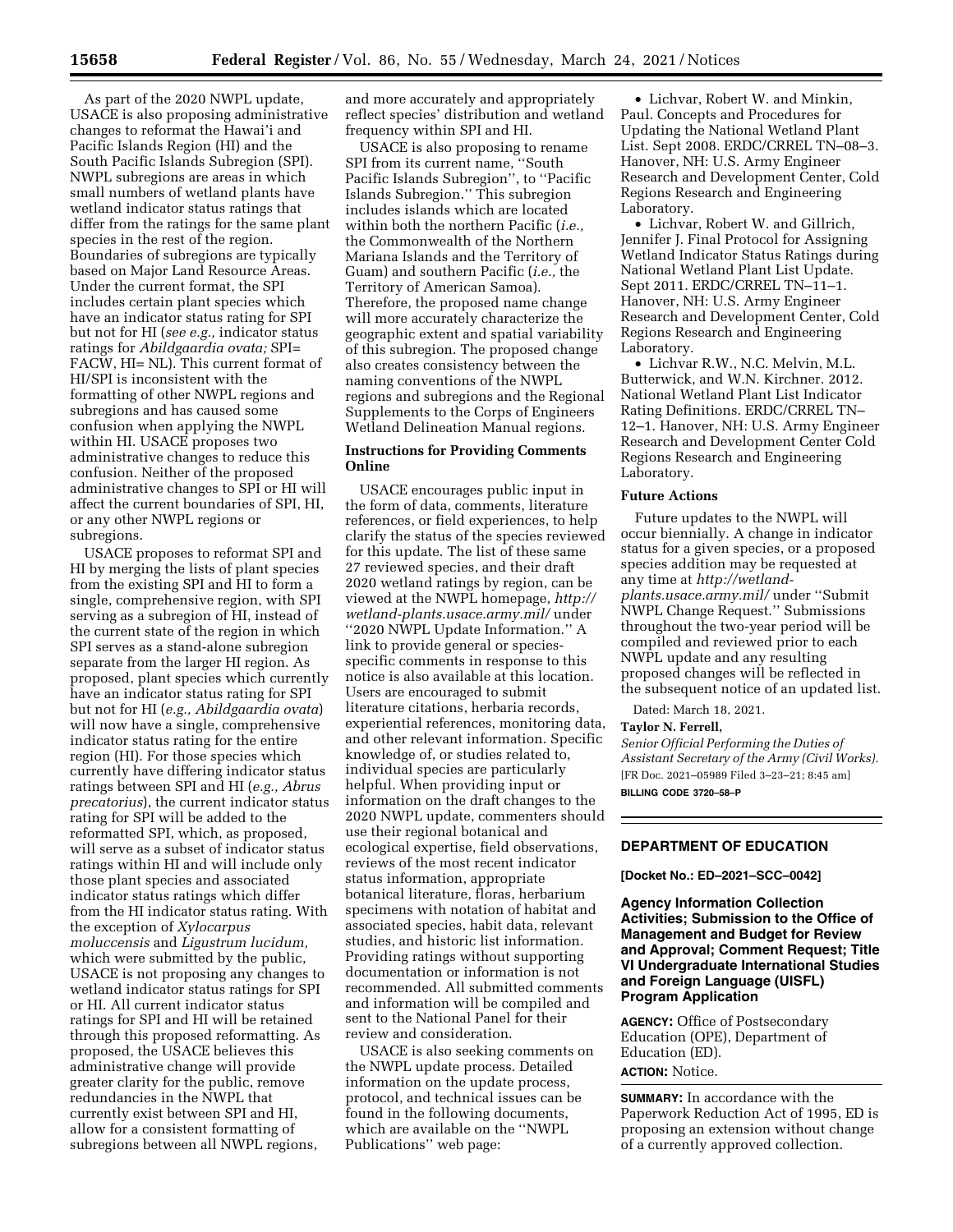As part of the 2020 NWPL update, USACE is also proposing administrative changes to reformat the Hawai'i and Pacific Islands Region (HI) and the South Pacific Islands Subregion (SPI). NWPL subregions are areas in which small numbers of wetland plants have wetland indicator status ratings that differ from the ratings for the same plant species in the rest of the region. Boundaries of subregions are typically based on Major Land Resource Areas. Under the current format, the SPI includes certain plant species which have an indicator status rating for SPI but not for HI (*see e.g.,* indicator status ratings for *Abildgaardia ovata;* SPI= FACW, HI= NL). This current format of HI/SPI is inconsistent with the formatting of other NWPL regions and subregions and has caused some confusion when applying the NWPL within HI. USACE proposes two administrative changes to reduce this confusion. Neither of the proposed administrative changes to SPI or HI will affect the current boundaries of SPI, HI, or any other NWPL regions or subregions.

USACE proposes to reformat SPI and HI by merging the lists of plant species from the existing SPI and HI to form a single, comprehensive region, with SPI serving as a subregion of HI, instead of the current state of the region in which SPI serves as a stand-alone subregion separate from the larger HI region. As proposed, plant species which currently have an indicator status rating for SPI but not for HI (*e.g., Abildgaardia ovata*) will now have a single, comprehensive indicator status rating for the entire region (HI). For those species which currently have differing indicator status ratings between SPI and HI (*e.g., Abrus precatorius*), the current indicator status rating for SPI will be added to the reformatted SPI, which, as proposed, will serve as a subset of indicator status ratings within HI and will include only those plant species and associated indicator status ratings which differ from the HI indicator status rating. With the exception of *Xylocarpus moluccensis* and *Ligustrum lucidum,* which were submitted by the public, USACE is not proposing any changes to wetland indicator status ratings for SPI or HI. All current indicator status ratings for SPI and HI will be retained through this proposed reformatting. As proposed, the USACE believes this administrative change will provide greater clarity for the public, remove redundancies in the NWPL that currently exist between SPI and HI, allow for a consistent formatting of subregions between all NWPL regions, and more accurately and appropriately reflect species' distribution and wetland frequency within SPI and HI.

USACE is also proposing to rename SPI from its current name, ''South Pacific Islands Subregion'', to ''Pacific Islands Subregion.'' This subregion includes islands which are located within both the northern Pacific (*i.e.,* the Commonwealth of the Northern Mariana Islands and the Territory of Guam) and southern Pacific (*i.e.,* the Territory of American Samoa). Therefore, the proposed name change will more accurately characterize the geographic extent and spatial variability of this subregion. The proposed change also creates consistency between the naming conventions of the NWPL regions and subregions and the Regional Supplements to the Corps of Engineers Wetland Delineation Manual regions.

**Instructions for Providing Comments Online**

USACE encourages public input in the form of data, comments, literature references, or field experiences, to help clarify the status of the species reviewed for this update. The list of these same 27 reviewed species, and their draft 2020 wetland ratings by region, can be viewed at the NWPL homepage, *http://wetland-plants.usace.army.mil/* under ''2020 NWPL Update Information.'' A link to provide general or species-specific comments in response to this notice is also available at this location. Users are encouraged to submit literature citations, herbaria records, experiential references, monitoring data, and other relevant information. Specific knowledge of, or studies related to, individual species are particularly helpful. When providing input or information on the draft changes to the 2020 NWPL update, commenters should use their regional botanical and ecological expertise, field observations, reviews of the most recent indicator status information, appropriate botanical literature, floras, herbarium specimens with notation of habitat and associated species, habit data, relevant studies, and historic list information. Providing ratings without supporting documentation or information is not recommended. All submitted comments and information will be compiled and sent to the National Panel for their review and consideration.

USACE is also seeking comments on the NWPL update process. Detailed information on the update process, protocol, and technical issues can be found in the following documents, which are available on the ''NWPL Publications'' web page:

- Lichvar, Robert W. and Minkin, Paul. Concepts and Procedures for Updating the National Wetland Plant List. Sept 2008. ERDC/CRREL TN–08–3. Hanover, NH: U.S. Army Engineer Research and Development Center, Cold Regions Research and Engineering Laboratory.
- Lichvar, Robert W. and Gillrich, Jennifer J. Final Protocol for Assigning Wetland Indicator Status Ratings during National Wetland Plant List Update. Sept 2011. ERDC/CRREL TN–11–1. Hanover, NH: U.S. Army Engineer Research and Development Center, Cold Regions Research and Engineering Laboratory.
- Lichvar R.W., N.C. Melvin, M.L. Butterwick, and W.N. Kirchner. 2012. National Wetland Plant List Indicator Rating Definitions. ERDC/CRREL TN–12–1. Hanover, NH: U.S. Army Engineer Research and Development Center Cold Regions Research and Engineering Laboratory.

**Future Actions**

Future updates to the NWPL will occur biennially. A change in indicator status for a given species, or a proposed species addition may be requested at any time at *http://wetland-plants.usace.army.mil/* under ''Submit NWPL Change Request.'' Submissions throughout the two-year period will be compiled and reviewed prior to each NWPL update and any resulting proposed changes will be reflected in the subsequent notice of an updated list.

Dated: March 18, 2021.

**Taylor N. Ferrell,**

*Senior Official Performing the Duties of Assistant Secretary of the Army (Civil Works).*

[FR Doc. 2021–05989 Filed 3–23–21; 8:45 am]

**BILLING CODE 3720–58–P**

---

## DEPARTMENT OF EDUCATION

**[Docket No.: ED–2021–SCC–0042]**

### Agency Information Collection Activities; Submission to the Office of Management and Budget for Review and Approval; Comment Request; Title VI Undergraduate International Studies and Foreign Language (UISFL) Program Application

**AGENCY:** Office of Postsecondary Education (OPE), Department of Education (ED).

**ACTION:** Notice.

**SUMMARY:** In accordance with the Paperwork Reduction Act of 1995, ED is proposing an extension without change of a currently approved collection.